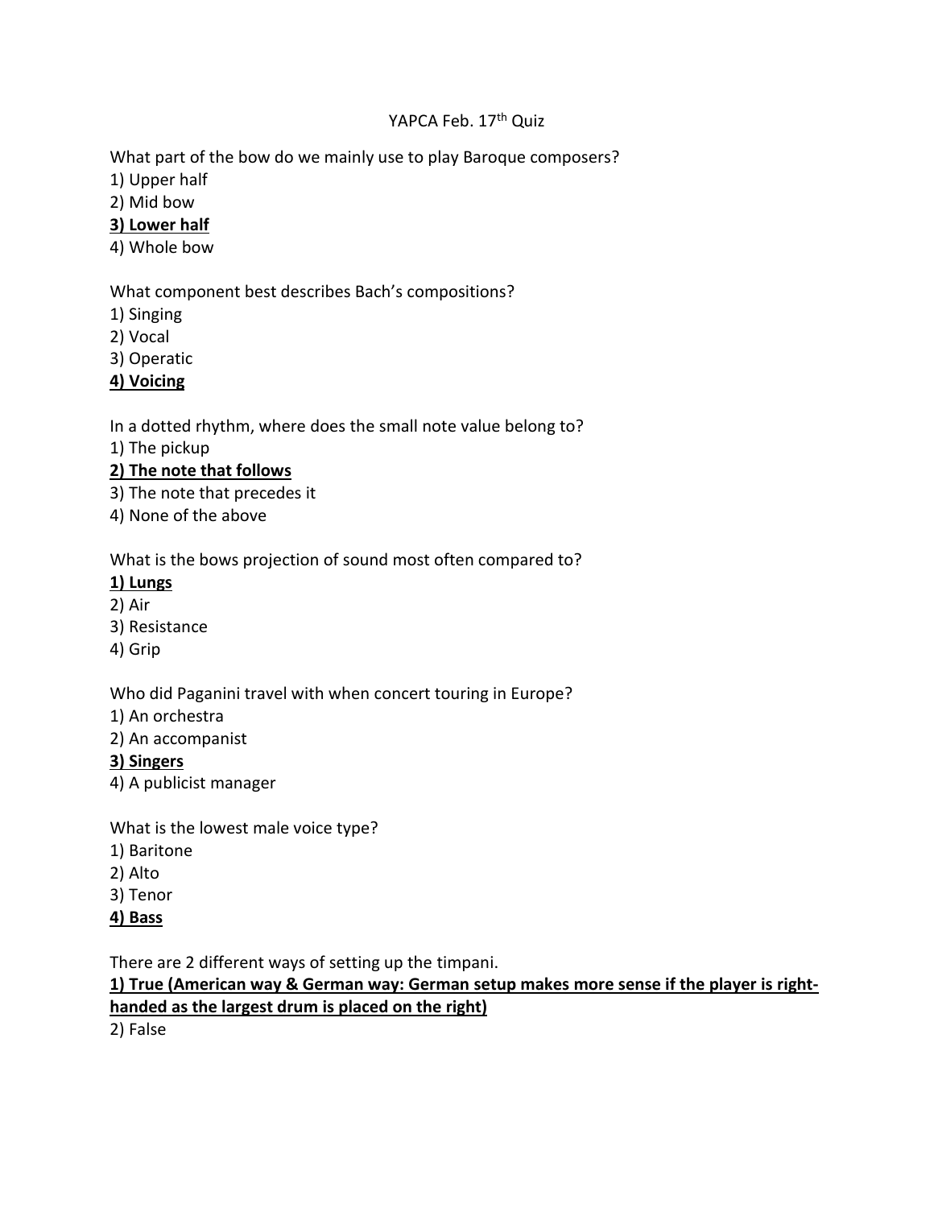YAPCA Feb. 17th Quiz

What part of the bow do we mainly use to play Baroque composers?
1) Upper half
2) Mid bow
**<u>3) Lower half</u>**
4) Whole bow

What component best describes Bach's compositions?
1) Singing
2) Vocal
3) Operatic
**<u>4) Voicing</u>**

In a dotted rhythm, where does the small note value belong to?
1) The pickup
**<u>2) The note that follows</u>**
3) The note that precedes it
4) None of the above

What is the bows projection of sound most often compared to?
**<u>1) Lungs</u>**
2) Air
3) Resistance
4) Grip

Who did Paganini travel with when concert touring in Europe?
1) An orchestra
2) An accompanist
**<u>3) Singers</u>**
4) A publicist manager

What is the lowest male voice type?
1) Baritone
2) Alto
3) Tenor
**<u>4) Bass</u>**

There are 2 different ways of setting up the timpani.
**<u>1) True (American way & German way: German setup makes more sense if the player is right-handed as the largest drum is placed on the right)</u>**
2) False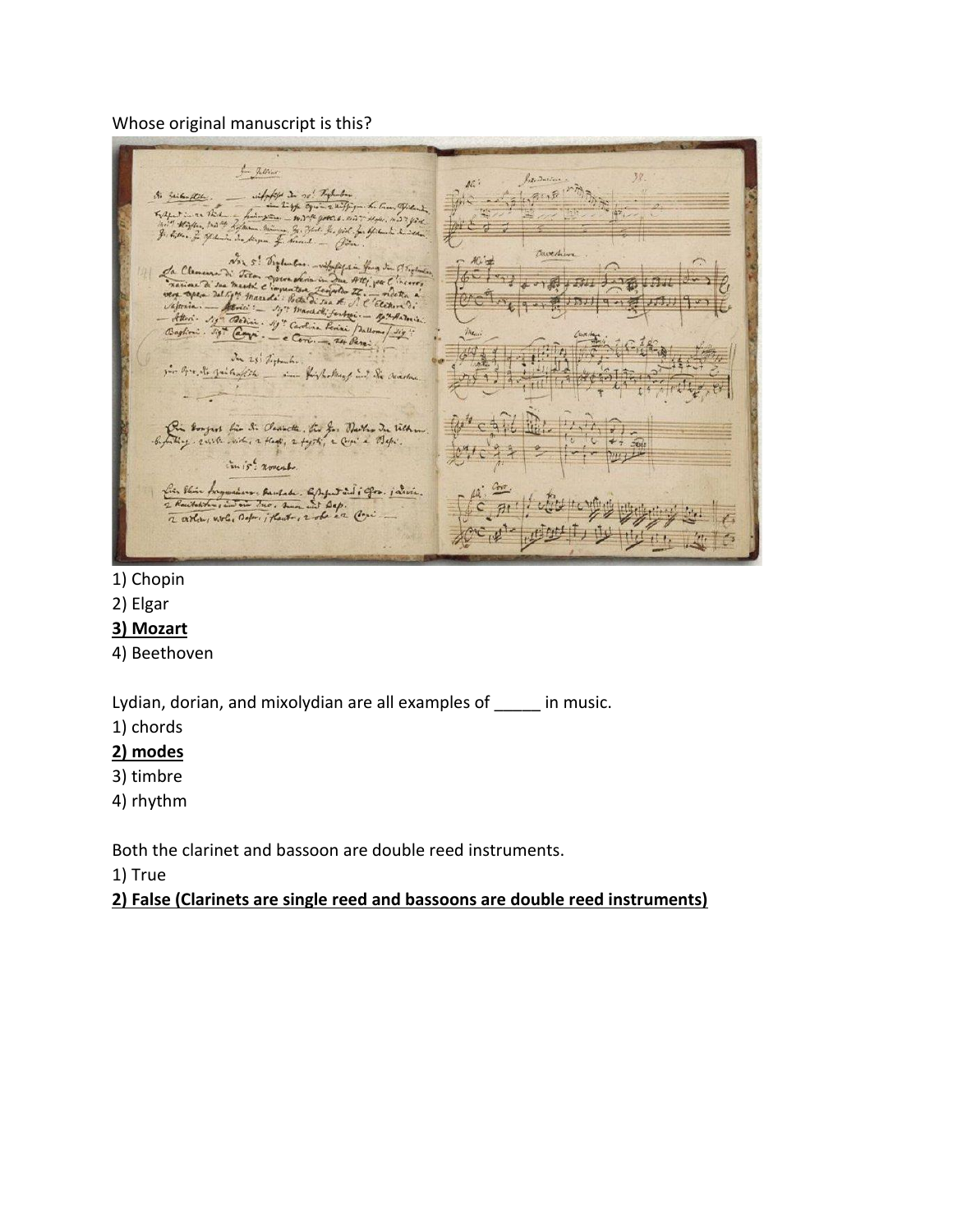Whose original manuscript is this?

1) Chopin
2) Elgar
**3) Mozart**
4) Beethoven

Lydian, dorian, and mixolydian are all examples of _____ in music.
1) chords
**2) modes**
3) timbre
4) rhythm

Both the clarinet and bassoon are double reed instruments.
1) True
**2) False (Clarinets are single reed and bassoons are double reed instruments)**